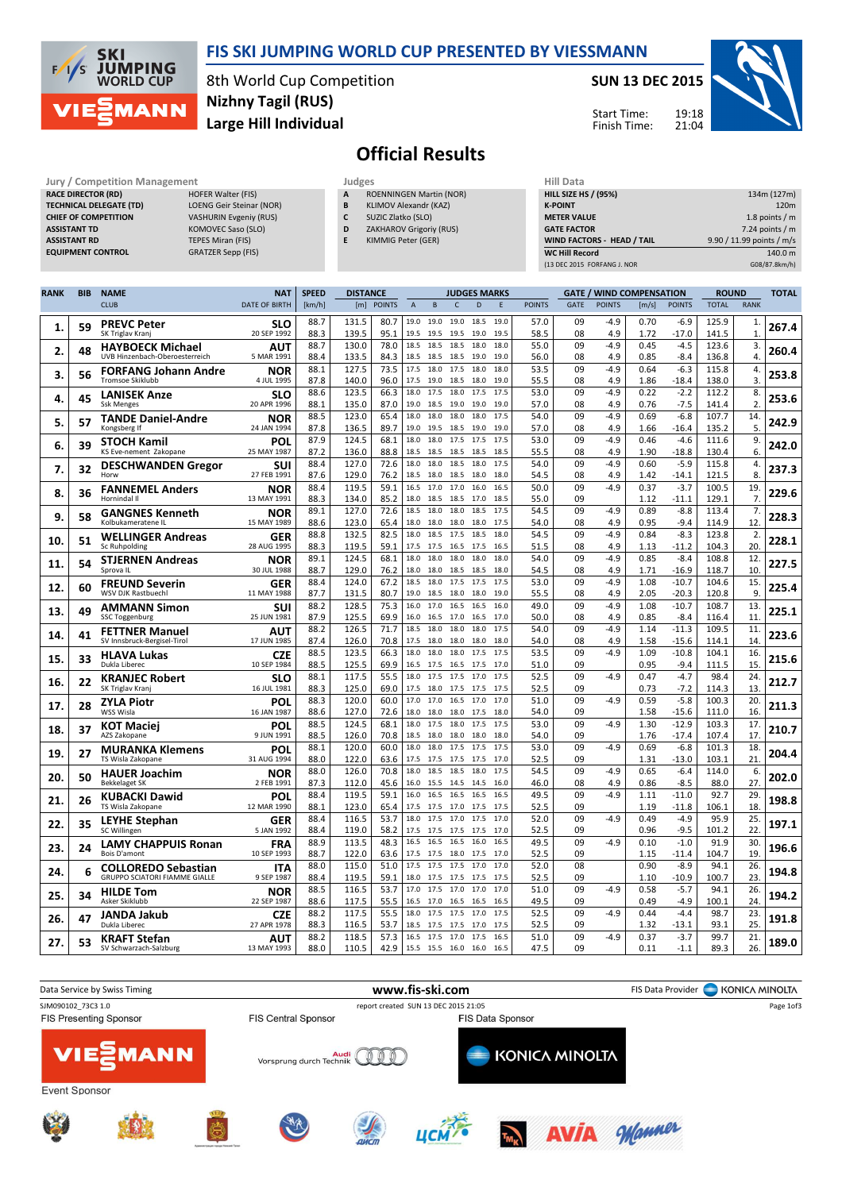# FIS SKI JUMPING WORLD CUP PRESENTED BY VIESSMANN

8th World Cup Competition
Nizhny Tagil (RUS)
Large Hill Individual

SUN 13 DEC 2015

Start Time: 19:18
Finish Time: 21:04

## Official Results

| Jury / Competition Management | |
|---|---|
| RACE DIRECTOR (RD) | HOFER Walter (FIS) |
| TECHNICAL DELEGATE (TD) | LOENG Geir Steinar (NOR) |
| CHIEF OF COMPETITION | VASHURIN Evgeniy (RUS) |
| ASSISTANT TD | KOMOVEC Saso (SLO) |
| ASSISTANT RD | TEPES Miran (FIS) |
| EQUIPMENT CONTROL | GRATZER Sepp (FIS) |

| Judges | |
|---|---|
| A | ROENNINGEN Martin (NOR) |
| B | KLIMOV Alexandr (KAZ) |
| C | SUZIC Zlatko (SLO) |
| D | ZAKHAROV Grigoriy (RUS) |
| E | KIMMIG Peter (GER) |

| Hill Data | |
|---|---|
| HILL SIZE HS / (95%) | 134m (127m) |
| K-POINT | 120m |
| METER VALUE | 1.8 points / m |
| GATE FACTOR | 7.24 points / m |
| WIND FACTORS - HEAD / TAIL | 9.90 / 11.99 points / m/s |
| WC Hill Record | 140.0 m |
| (13 DEC 2015 FORFANG J. NOR | G08/87.8km/h) |

| RANK | BIB | NAME / CLUB | NAT / DATE OF BIRTH | SPEED [km/h] | DISTANCE [m] | DISTANCE POINTS | A | B | C | D | E | JUDGES POINTS | GATE | GATE POINTS | WIND [m/s] | WIND POINTS | ROUND TOTAL | ROUND RANK | TOTAL |
|---|---|---|---|---|---|---|---|---|---|---|---|---|---|---|---|---|---|---|---|
| 1. | 59 | PREVC Peter | SLO | 88.7 | 131.5 | 80.7 | 19.0 | 19.0 | 19.0 | 18.5 | 19.0 | 57.0 | 09 | -4.9 | 0.70 | -6.9 | 125.9 | 1. | 267.4 |
| | | SK Triglav Kranj | 20 SEP 1992 | 88.3 | 139.5 | 95.1 | 19.5 | 19.5 | 19.5 | 19.0 | 19.5 | 58.5 | 08 | 4.9 | 1.72 | -17.0 | 141.5 | 1. | |
| 2. | 48 | HAYBOECK Michael | AUT | 88.7 | 130.0 | 78.0 | 18.5 | 18.5 | 18.5 | 18.0 | 18.0 | 55.0 | 09 | -4.9 | 0.45 | -4.5 | 123.6 | 3. | 260.4 |
| | | UVB Hinzenbach-Oberoesterreich | 5 MAR 1991 | 88.4 | 133.5 | 84.3 | 18.5 | 18.5 | 18.5 | 19.0 | 19.0 | 56.0 | 08 | 4.9 | 0.85 | -8.4 | 136.8 | 4. | |
| 3. | 56 | FORFANG Johann Andre | NOR | 88.1 | 127.5 | 73.5 | 17.5 | 18.0 | 17.5 | 18.0 | 18.0 | 53.5 | 09 | -4.9 | 0.64 | -6.3 | 115.8 | 4. | 253.8 |
| | | Tromsoe Skiklubb | 4 JUL 1995 | 87.8 | 140.0 | 96.0 | 17.5 | 19.0 | 18.5 | 18.5 | 19.0 | 55.5 | 08 | 4.9 | 1.86 | -18.4 | 138.0 | 3. | |
| 4. | 45 | LANISEK Anze | SLO | 88.6 | 123.5 | 66.3 | 18.0 | 17.5 | 18.0 | 17.5 | 17.5 | 53.0 | 09 | -4.9 | 0.22 | -2.2 | 112.2 | 8. | 253.6 |
| | | Ssk Menges | 20 APR 1996 | 88.1 | 135.0 | 87.0 | 19.0 | 18.5 | 19.0 | 19.0 | 19.0 | 57.0 | 08 | 4.9 | 0.76 | -7.5 | 141.4 | 2. | |
| 5. | 57 | TANDE Daniel-Andre | NOR | 88.5 | 123.0 | 65.4 | 18.0 | 18.0 | 18.0 | 18.0 | 17.5 | 54.0 | 09 | -4.9 | 0.69 | -6.8 | 107.7 | 14. | 242.9 |
| | | Kongsberg If | 24 JAN 1994 | 87.8 | 136.5 | 89.7 | 19.0 | 19.5 | 19.0 | 19.0 | 19.0 | 57.0 | 08 | 4.9 | 1.66 | -16.4 | 135.2 | 5. | |
| 6. | 39 | STOCH Kamil | POL | 87.9 | 124.5 | 68.1 | 18.0 | 18.0 | 17.5 | 17.5 | 17.5 | 53.0 | 09 | -4.9 | 0.46 | -4.6 | 111.6 | 9. | 242.0 |
| | | KS Eve-nement Zakopane | 25 MAY 1987 | 87.2 | 136.0 | 88.8 | 18.5 | 18.5 | 18.5 | 18.5 | 18.5 | 55.5 | 08 | 4.9 | 1.90 | -18.8 | 130.4 | 6. | |
| 7. | 32 | DESCHWANDEN Gregor | SUI | 88.4 | 127.0 | 72.6 | 18.0 | 18.0 | 18.5 | 18.0 | 17.5 | 54.0 | 09 | -4.9 | 0.60 | -5.9 | 115.8 | 4. | 237.3 |
| | | Horw | 27 FEB 1991 | 87.6 | 129.0 | 76.2 | 18.5 | 18.0 | 18.0 | 18.5 | 18.0 | 54.5 | 08 | 4.9 | 1.42 | -14.1 | 121.5 | 8. | |
| 8. | 36 | FANNEMEL Anders | NOR | 88.4 | 119.5 | 59.1 | 16.5 | 17.0 | 17.0 | 16.0 | 16.5 | 50.0 | 09 | -4.9 | 0.37 | -3.7 | 100.5 | 19. | 229.6 |
| | | Hornindal Il | 13 MAY 1991 | 88.3 | 134.0 | 85.2 | 18.0 | 18.5 | 18.5 | 17.0 | 18.5 | 55.0 | 09 | | 1.12 | -11.1 | 129.1 | 7. | |
| 9. | 58 | GANGNES Kenneth | NOR | 89.1 | 127.0 | 72.6 | 18.5 | 18.0 | 18.0 | 18.5 | 17.5 | 54.5 | 09 | -4.9 | 0.89 | -8.8 | 113.4 | 7. | 228.3 |
| | | Kolbukameratene IL | 15 MAY 1989 | 88.6 | 123.0 | 65.4 | 18.0 | 18.0 | 18.0 | 18.0 | 17.5 | 54.0 | 08 | 4.9 | 0.95 | -9.4 | 114.9 | 12. | |
| 10. | 51 | WELLINGER Andreas | GER | 88.8 | 132.5 | 82.5 | 18.0 | 18.5 | 17.5 | 18.5 | 18.0 | 54.5 | 09 | -4.9 | 0.84 | -8.3 | 123.8 | 2. | 228.1 |
| | | Sc Ruhpolding | 28 AUG 1995 | 88.3 | 119.5 | 59.1 | 17.5 | 17.5 | 16.5 | 17.5 | 16.5 | 51.5 | 08 | 4.9 | 1.13 | -11.2 | 104.3 | 20. | |
| 11. | 54 | STJERNEN Andreas | NOR | 89.1 | 124.5 | 68.1 | 18.0 | 18.0 | 18.0 | 18.0 | 18.0 | 54.0 | 09 | -4.9 | 0.85 | -8.4 | 108.8 | 12. | 227.5 |
| | | Sprova IL | 30 JUL 1988 | 88.7 | 129.0 | 76.2 | 18.0 | 18.0 | 18.5 | 18.5 | 18.0 | 54.5 | 08 | 4.9 | 1.71 | -16.9 | 118.7 | 10. | |
| 12. | 60 | FREUND Severin | GER | 88.4 | 124.0 | 67.2 | 18.5 | 18.0 | 17.5 | 17.5 | 17.5 | 53.0 | 09 | -4.9 | 1.08 | -10.7 | 104.6 | 15. | 225.4 |
| | | WSV DJK Rastbuechl | 11 MAY 1988 | 87.7 | 131.5 | 80.7 | 19.0 | 18.5 | 18.0 | 18.0 | 19.0 | 55.5 | 08 | 4.9 | 2.05 | -20.3 | 120.8 | 9. | |
| 13. | 49 | AMMANN Simon | SUI | 88.2 | 128.5 | 75.3 | 16.0 | 17.0 | 16.5 | 16.5 | 16.0 | 49.0 | 09 | -4.9 | 1.08 | -10.7 | 108.7 | 13. | 225.1 |
| | | SSC Toggenburg | 25 JUN 1981 | 87.9 | 125.5 | 69.9 | 16.0 | 16.5 | 17.0 | 16.5 | 17.0 | 50.0 | 08 | 4.9 | 0.85 | -8.4 | 116.4 | 11. | |
| 14. | 41 | FETTNER Manuel | AUT | 88.2 | 126.5 | 71.7 | 18.5 | 18.0 | 18.0 | 18.0 | 17.5 | 54.0 | 09 | -4.9 | 1.14 | -11.3 | 109.5 | 11. | 223.6 |
| | | SV Innsbruck-Bergisel-Tirol | 17 JUN 1985 | 87.4 | 126.0 | 70.8 | 17.5 | 18.0 | 18.0 | 18.0 | 18.0 | 54.0 | 08 | 4.9 | 1.58 | -15.6 | 114.1 | 14. | |
| 15. | 33 | HLAVA Lukas | CZE | 88.5 | 123.5 | 66.3 | 18.0 | 18.0 | 18.0 | 17.5 | 17.5 | 53.5 | 09 | -4.9 | 1.09 | -10.8 | 104.1 | 16. | 215.6 |
| | | Dukla Liberec | 10 SEP 1984 | 88.5 | 125.5 | 69.9 | 16.5 | 17.5 | 16.5 | 17.5 | 17.0 | 51.0 | 09 | | 0.95 | -9.4 | 111.5 | 15. | |
| 16. | 22 | KRANJEC Robert | SLO | 88.1 | 117.5 | 55.5 | 18.0 | 17.5 | 17.5 | 17.0 | 17.5 | 52.5 | 09 | -4.9 | 0.47 | -4.7 | 98.4 | 24. | 212.7 |
| | | SK Triglav Kranj | 16 JUL 1981 | 88.3 | 125.0 | 69.0 | 17.5 | 18.0 | 17.5 | 17.5 | 17.5 | 52.5 | 09 | | 0.73 | -7.2 | 114.3 | 13. | |
| 17. | 28 | ZYLA Piotr | POL | 88.3 | 120.0 | 60.0 | 17.0 | 17.0 | 16.5 | 17.0 | 17.0 | 51.0 | 09 | -4.9 | 0.59 | -5.8 | 100.3 | 20. | 211.3 |
| | | WSS Wisla | 16 JAN 1987 | 88.6 | 127.0 | 72.6 | 18.0 | 18.0 | 18.0 | 17.5 | 18.0 | 54.0 | 09 | | 1.58 | -15.6 | 111.0 | 16. | |
| 18. | 37 | KOT Maciej | POL | 88.5 | 124.5 | 68.1 | 18.0 | 17.5 | 18.0 | 17.5 | 17.5 | 53.0 | 09 | -4.9 | 1.30 | -12.9 | 103.3 | 17. | 210.7 |
| | | AZS Zakopane | 9 JUN 1991 | 88.5 | 126.0 | 70.8 | 18.5 | 18.0 | 18.0 | 18.0 | 18.0 | 54.0 | 09 | | 1.76 | -17.4 | 107.4 | 17. | |
| 19. | 27 | MURANKA Klemens | POL | 88.1 | 120.0 | 60.0 | 18.0 | 18.0 | 17.5 | 17.5 | 17.5 | 53.0 | 09 | -4.9 | 0.69 | -6.8 | 101.3 | 18. | 204.4 |
| | | TS Wisla Zakopane | 31 AUG 1994 | 88.0 | 122.0 | 63.6 | 17.5 | 17.5 | 17.5 | 17.5 | 17.0 | 52.5 | 09 | | 1.31 | -13.0 | 103.1 | 21. | |
| 20. | 50 | HAUER Joachim | NOR | 88.0 | 126.0 | 70.8 | 18.0 | 18.5 | 18.5 | 18.0 | 17.5 | 54.5 | 09 | -4.9 | 0.65 | -6.4 | 114.0 | 6. | 202.0 |
| | | Bekkelaget SK | 2 FEB 1991 | 87.3 | 112.0 | 45.6 | 16.0 | 15.5 | 14.5 | 14.5 | 16.0 | 46.0 | 08 | 4.9 | 0.86 | -8.5 | 88.0 | 27. | |
| 21. | 26 | KUBACKI Dawid | POL | 88.4 | 119.5 | 59.1 | 16.0 | 16.5 | 16.5 | 16.5 | 16.5 | 49.5 | 09 | -4.9 | 1.11 | -11.0 | 92.7 | 29. | 198.8 |
| | | TS Wisla Zakopane | 12 MAR 1990 | 88.1 | 123.0 | 65.4 | 17.5 | 17.5 | 17.0 | 17.5 | 17.5 | 52.5 | 09 | | 1.19 | -11.8 | 106.1 | 18. | |
| 22. | 35 | LEYHE Stephan | GER | 88.4 | 116.5 | 53.7 | 18.0 | 17.5 | 17.0 | 17.5 | 17.0 | 52.0 | 09 | -4.9 | 0.49 | -4.9 | 95.9 | 25. | 197.1 |
| | | SC Willingen | 5 JAN 1992 | 88.4 | 119.0 | 58.2 | 17.5 | 17.5 | 17.5 | 17.5 | 17.0 | 52.5 | 09 | | 0.96 | -9.5 | 101.2 | 22. | |
| 23. | 24 | LAMY CHAPPUIS Ronan | FRA | 88.9 | 113.5 | 48.3 | 16.5 | 16.5 | 16.5 | 16.0 | 16.5 | 49.5 | 09 | -4.9 | 0.10 | -1.0 | 91.9 | 30. | 196.6 |
| | | Bois D'amont | 10 SEP 1993 | 88.7 | 122.0 | 63.6 | 17.5 | 17.5 | 18.0 | 17.5 | 17.0 | 52.5 | 09 | | 1.15 | -11.4 | 104.7 | 19. | |
| 24. | 6 | COLLOREDO Sebastian | ITA | 88.0 | 115.0 | 51.0 | 17.5 | 17.5 | 17.5 | 17.0 | 17.0 | 52.0 | 08 | | 0.90 | -8.9 | 94.1 | 26. | 194.8 |
| | | GRUPPO SCIATORI FIAMME GIALLE | 9 SEP 1987 | 88.4 | 119.5 | 59.1 | 18.0 | 17.5 | 17.5 | 17.5 | 17.5 | 52.5 | 09 | | 1.10 | -10.9 | 100.7 | 23. | |
| 25. | 34 | HILDE Tom | NOR | 88.5 | 116.5 | 53.7 | 17.0 | 17.5 | 17.0 | 17.0 | 17.0 | 51.0 | 09 | -4.9 | 0.58 | -5.7 | 94.1 | 26. | 194.2 |
| | | Asker Skiklubb | 22 SEP 1987 | 88.6 | 117.5 | 55.5 | 16.5 | 17.0 | 16.5 | 16.5 | 16.5 | 49.5 | 09 | | 0.49 | -4.9 | 100.1 | 24. | |
| 26. | 47 | JANDA Jakub | CZE | 88.2 | 117.5 | 55.5 | 18.0 | 17.5 | 17.5 | 17.0 | 17.5 | 52.5 | 09 | -4.9 | 0.44 | -4.4 | 98.7 | 23. | 191.8 |
| | | Dukla Liberec | 27 APR 1978 | 88.3 | 116.5 | 53.7 | 17.5 | 17.5 | 17.5 | 17.0 | 17.5 | 52.5 | 09 | | 1.32 | -13.1 | 93.1 | 25. | |
| 27. | 53 | KRAFT Stefan | AUT | 88.2 | 118.5 | 57.3 | 16.5 | 17.5 | 17.0 | 17.5 | 16.5 | 51.0 | 09 | -4.9 | 0.37 | -3.7 | 99.7 | 21. | 189.0 |
| | | SV Schwarzach-Salzburg | 13 MAY 1993 | 88.0 | 110.5 | 42.9 | 15.5 | 15.5 | 16.0 | 16.0 | 16.5 | 47.5 | 09 | | 0.11 | -1.1 | 89.3 | 26. | |

Data Service by Swiss Timing — www.fis-ski.com — FIS Data Provider KONICA MINOLTA

SJM090102_73C3 1.0 — report created SUN 13 DEC 2015 21:05

FIS Presenting Sponsor: VIESSMANN — FIS Central Sponsor: Audi Vorsprung durch Technik — FIS Data Sponsor: KONICA MINOLTA

Event Sponsor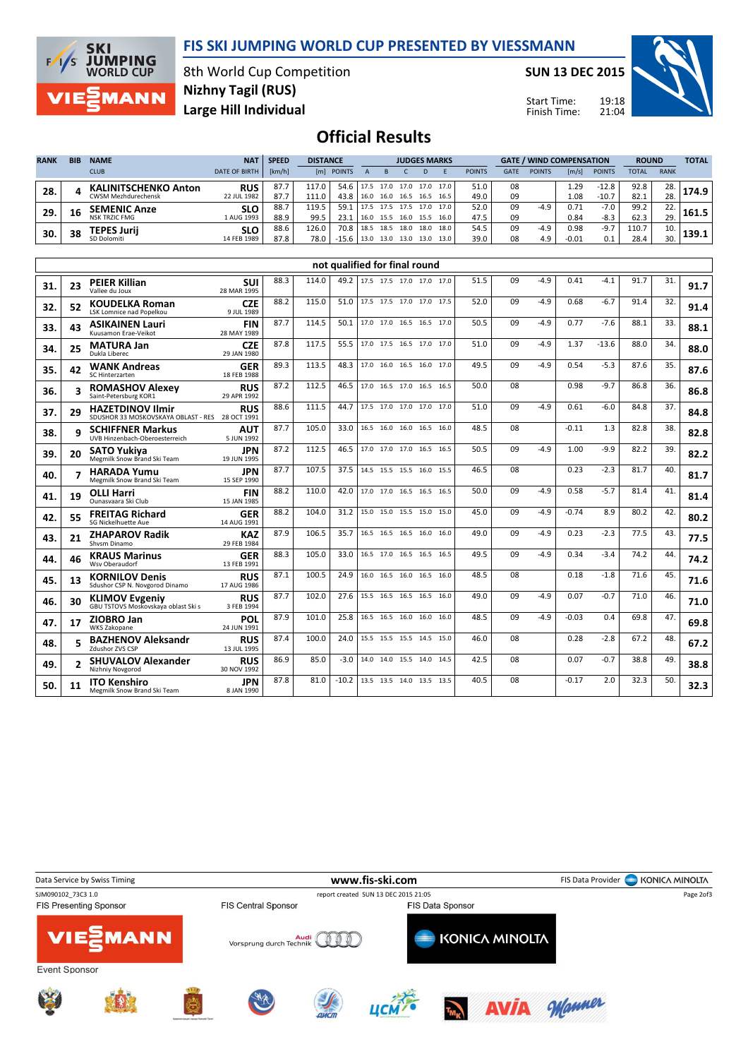# FIS SKI JUMPING WORLD CUP PRESENTED BY VIESSMANN

8th World Cup Competition
Nizhny Tagil (RUS)
Large Hill Individual

SUN 13 DEC 2015

Start Time: 19:18
Finish Time: 21:04

## Official Results

| RANK | BIB | NAME / CLUB | NAT / DATE OF BIRTH | SPEED [km/h] | DISTANCE [m] | DISTANCE POINTS | A | B | C | D | E | JUDGES POINTS | GATE | GATE POINTS | WIND [m/s] | WIND POINTS | ROUND TOTAL | ROUND RANK | TOTAL |
|---|---|---|---|---|---|---|---|---|---|---|---|---|---|---|---|---|---|---|---|
| 28. | 4 | **KALINITSCHENKO Anton** CWSM Mezhdurechensk | RUS 22 JUL 1982 | 87.7 | 117.0 | 54.6 | 17.5 | 17.0 | 17.0 | 17.0 | 17.0 | 51.0 | 08 | | 1.29 | -12.8 | 92.8 | 28. | 174.9 |
| | | | | 87.7 | 111.0 | 43.8 | 16.0 | 16.0 | 16.5 | 16.5 | 16.5 | 49.0 | 09 | | 1.08 | -10.7 | 82.1 | 28. | |
| 29. | 16 | **SEMENIC Anze** NSK TRZIC FMG | SLO 1 AUG 1993 | 88.7 | 119.5 | 59.1 | 17.5 | 17.5 | 17.5 | 17.0 | 17.0 | 52.0 | 09 | -4.9 | 0.71 | -7.0 | 99.2 | 22. | 161.5 |
| | | | | 88.9 | 99.5 | 23.1 | 16.0 | 15.5 | 16.0 | 15.5 | 16.0 | 47.5 | 09 | | 0.84 | -8.3 | 62.3 | 29. | |
| 30. | 38 | **TEPES Jurij** SD Dolomiti | SLO 14 FEB 1989 | 88.6 | 126.0 | 70.8 | 18.5 | 18.5 | 18.0 | 18.0 | 18.0 | 54.5 | 09 | -4.9 | 0.98 | -9.7 | 110.7 | 10. | 139.1 |
| | | | | 87.8 | 78.0 | -15.6 | 13.0 | 13.0 | 13.0 | 13.0 | 13.0 | 39.0 | 08 | 4.9 | -0.01 | 0.1 | 28.4 | 30. | |

### not qualified for final round

| RANK | BIB | NAME / CLUB | NAT / DATE OF BIRTH | SPEED [km/h] | DISTANCE [m] | DISTANCE POINTS | A | B | C | D | E | JUDGES POINTS | GATE | GATE POINTS | WIND [m/s] | WIND POINTS | ROUND TOTAL | ROUND RANK | TOTAL |
|---|---|---|---|---|---|---|---|---|---|---|---|---|---|---|---|---|---|---|---|
| 31. | 23 | **PEIER Killian** Vallee du Joux | SUI 28 MAR 1995 | 88.3 | 114.0 | 49.2 | 17.5 | 17.5 | 17.0 | 17.0 | 17.0 | 51.5 | 09 | -4.9 | 0.41 | -4.1 | 91.7 | 31. | 91.7 |
| 32. | 52 | **KOUDELKA Roman** LSK Lomnice nad Popelkou | CZE 9 JUL 1989 | 88.2 | 115.0 | 51.0 | 17.5 | 17.5 | 17.0 | 17.0 | 17.5 | 52.0 | 09 | -4.9 | 0.68 | -6.7 | 91.4 | 32. | 91.4 |
| 33. | 43 | **ASIKAINEN Lauri** Kuusamon Erae-Veikot | FIN 28 MAY 1989 | 87.7 | 114.5 | 50.1 | 17.0 | 17.0 | 16.5 | 16.5 | 17.0 | 50.5 | 09 | -4.9 | 0.77 | -7.6 | 88.1 | 33. | 88.1 |
| 34. | 25 | **MATURA Jan** Dukla Liberec | CZE 29 JAN 1980 | 87.8 | 117.5 | 55.5 | 17.0 | 17.5 | 16.5 | 17.0 | 17.0 | 51.0 | 09 | -4.9 | 1.37 | -13.6 | 88.0 | 34. | 88.0 |
| 35. | 42 | **WANK Andreas** SC Hinterzarten | GER 18 FEB 1988 | 89.3 | 113.5 | 48.3 | 17.0 | 16.0 | 16.5 | 16.0 | 17.0 | 49.5 | 09 | -4.9 | 0.54 | -5.3 | 87.6 | 35. | 87.6 |
| 36. | 3 | **ROMASHOV Alexey** Saint-Petersburg KOR1 | RUS 29 APR 1992 | 87.2 | 112.5 | 46.5 | 17.0 | 16.5 | 17.0 | 16.5 | 16.5 | 50.0 | 08 | | 0.98 | -9.7 | 86.8 | 36. | 86.8 |
| 37. | 29 | **HAZETDINOV Ilmir** SDUSHOR 33 MOSKOVSKAYA OBLAST - RES | RUS 28 OCT 1991 | 88.6 | 111.5 | 44.7 | 17.5 | 17.0 | 17.0 | 17.0 | 17.0 | 51.0 | 09 | -4.9 | 0.61 | -6.0 | 84.8 | 37. | 84.8 |
| 38. | 9 | **SCHIFFNER Markus** UVB Hinzenbach-Oberoesterreich | AUT 5 JUN 1992 | 87.7 | 105.0 | 33.0 | 16.5 | 16.0 | 16.0 | 16.5 | 16.0 | 48.5 | 08 | | -0.11 | 1.3 | 82.8 | 38. | 82.8 |
| 39. | 20 | **SATO Yukiya** Megmilk Snow Brand Ski Team | JPN 19 JUN 1995 | 87.2 | 112.5 | 46.5 | 17.0 | 17.0 | 17.0 | 16.5 | 16.5 | 50.5 | 09 | -4.9 | 1.00 | -9.9 | 82.2 | 39. | 82.2 |
| 40. | 7 | **HARADA Yumu** Megmilk Snow Brand Ski Team | JPN 15 SEP 1990 | 87.7 | 107.5 | 37.5 | 14.5 | 15.5 | 15.5 | 16.0 | 15.5 | 46.5 | 08 | | 0.23 | -2.3 | 81.7 | 40. | 81.7 |
| 41. | 19 | **OLLI Harri** Ounasvaara Ski Club | FIN 15 JAN 1985 | 88.2 | 110.0 | 42.0 | 17.0 | 17.0 | 16.5 | 16.5 | 16.5 | 50.0 | 09 | -4.9 | 0.58 | -5.7 | 81.4 | 41. | 81.4 |
| 42. | 55 | **FREITAG Richard** SG Nickelhuette Aue | GER 14 AUG 1991 | 88.2 | 104.0 | 31.2 | 15.0 | 15.0 | 15.5 | 15.0 | 15.0 | 45.0 | 09 | -4.9 | -0.74 | 8.9 | 80.2 | 42. | 80.2 |
| 43. | 21 | **ZHAPAROV Radik** Shvsm Dinamo | KAZ 29 FEB 1984 | 87.9 | 106.5 | 35.7 | 16.5 | 16.5 | 16.5 | 16.0 | 16.0 | 49.0 | 09 | -4.9 | 0.23 | -2.3 | 77.5 | 43. | 77.5 |
| 44. | 46 | **KRAUS Marinus** Wsv Oberaudorf | GER 13 FEB 1991 | 88.3 | 105.0 | 33.0 | 16.5 | 17.0 | 16.5 | 16.5 | 16.5 | 49.5 | 09 | -4.9 | 0.34 | -3.4 | 74.2 | 44. | 74.2 |
| 45. | 13 | **KORNILOV Denis** Sdushor CSP N. Novgorod Dinamo | RUS 17 AUG 1986 | 87.1 | 100.5 | 24.9 | 16.0 | 16.5 | 16.0 | 16.5 | 16.0 | 48.5 | 08 | | 0.18 | -1.8 | 71.6 | 45. | 71.6 |
| 46. | 30 | **KLIMOV Evgeniy** GBU TSTOVS Moskovskaya oblast Ski s | RUS 3 FEB 1994 | 87.7 | 102.0 | 27.6 | 15.5 | 16.5 | 16.5 | 16.5 | 16.0 | 49.0 | 09 | -4.9 | 0.07 | -0.7 | 71.0 | 46. | 71.0 |
| 47. | 17 | **ZIOBRO Jan** WKS Zakopane | POL 24 JUN 1991 | 87.9 | 101.0 | 25.8 | 16.5 | 16.5 | 16.0 | 16.0 | 16.0 | 48.5 | 09 | -4.9 | -0.03 | 0.4 | 69.8 | 47. | 69.8 |
| 48. | 5 | **BAZHENOV Aleksandr** Zdushor ZVS CSP | RUS 13 JUL 1995 | 87.4 | 100.0 | 24.0 | 15.5 | 15.5 | 15.5 | 14.5 | 15.0 | 46.0 | 08 | | 0.28 | -2.8 | 67.2 | 48. | 67.2 |
| 49. | 2 | **SHUVALOV Alexander** Nizhniy Novgorod | RUS 30 NOV 1992 | 86.9 | 85.0 | -3.0 | 14.0 | 14.0 | 15.5 | 14.0 | 14.5 | 42.5 | 08 | | 0.07 | -0.7 | 38.8 | 49. | 38.8 |
| 50. | 11 | **ITO Kenshiro** Megmilk Snow Brand Ski Team | JPN 8 JAN 1990 | 87.8 | 81.0 | -10.2 | 13.5 | 13.5 | 14.0 | 13.5 | 13.5 | 40.5 | 08 | | -0.17 | 2.0 | 32.3 | 50. | 32.3 |

Data Service by Swiss Timing | www.fis-ski.com | FIS Data Provider KONICA MINOLTA

SJM090102_73C3 1.0 | report created SUN 13 DEC 2015 21:05

FIS Presenting Sponsor: VIESSMANN | FIS Central Sponsor: Audi Vorsprung durch Technik | FIS Data Sponsor: KONICA MINOLTA

Event Sponsor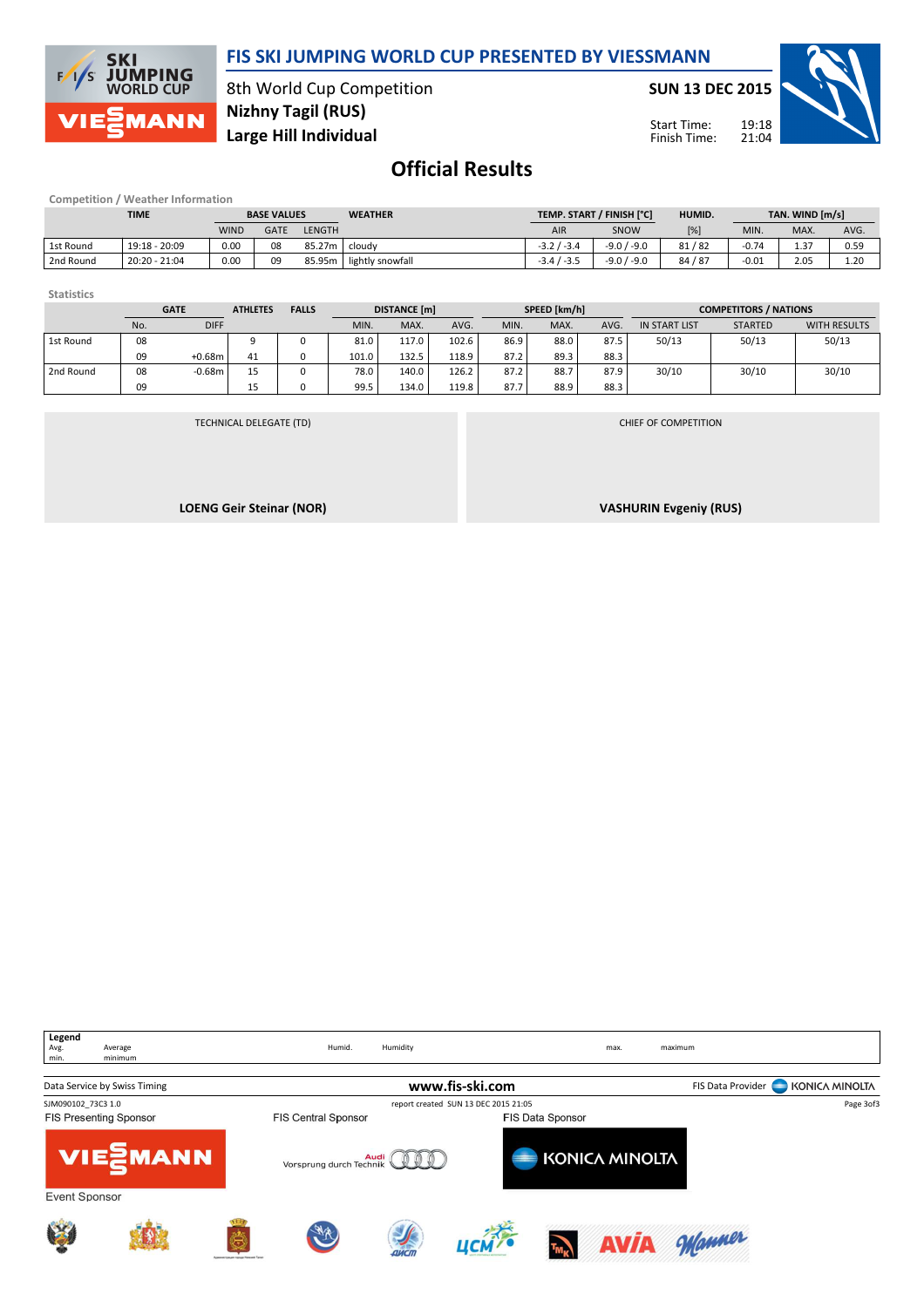# FIS SKI JUMPING WORLD CUP PRESENTED BY VIESSMANN

8th World Cup Competition
**Nizhny Tagil (RUS)**
**Large Hill Individual**

**SUN 13 DEC 2015**

Start Time: 19:18
Finish Time: 21:04

## Official Results

Competition / Weather Information

| | TIME | BASE VALUES | | | WEATHER | TEMP. START / FINISH [°C] | | HUMID. | TAN. WIND [m/s] | | |
|---|---|---|---|---|---|---|---|---|---|---|---|
| | | WIND | GATE | LENGTH | | AIR | SNOW | [%] | MIN. | MAX. | AVG. |
| 1st Round | 19:18 - 20:09 | 0.00 | 08 | 85.27m | cloudy | -3.2 / -3.4 | -9.0 / -9.0 | 81 / 82 | -0.74 | 1.37 | 0.59 |
| 2nd Round | 20:20 - 21:04 | 0.00 | 09 | 85.95m | lightly snowfall | -3.4 / -3.5 | -9.0 / -9.0 | 84 / 87 | -0.01 | 2.05 | 1.20 |

Statistics

| | GATE | | ATHLETES | FALLS | DISTANCE [m] | | | SPEED [km/h] | | | COMPETITORS / NATIONS | | |
|---|---|---|---|---|---|---|---|---|---|---|---|---|---|
| | No. | DIFF | | | MIN. | MAX. | AVG. | MIN. | MAX. | AVG. | IN START LIST | STARTED | WITH RESULTS |
| 1st Round | 08 | | 9 | 0 | 81.0 | 117.0 | 102.6 | 86.9 | 88.0 | 87.5 | 50/13 | 50/13 | 50/13 |
| | 09 | +0.68m | 41 | 0 | 101.0 | 132.5 | 118.9 | 87.2 | 89.3 | 88.3 | | | |
| 2nd Round | 08 | -0.68m | 15 | 0 | 78.0 | 140.0 | 126.2 | 87.2 | 88.7 | 87.9 | 30/10 | 30/10 | 30/10 |
| | 09 | | 15 | 0 | 99.5 | 134.0 | 119.8 | 87.7 | 88.9 | 88.3 | | | |

TECHNICAL DELEGATE (TD)

**LOENG Geir Steinar (NOR)**

CHIEF OF COMPETITION

**VASHURIN Evgeniy (RUS)**

Legend
Avg. Average
min. minimum
Humid. Humidity
max. maximum

Data Service by Swiss Timing
www.fis-ski.com
FIS Data Provider KONICA MINOLTA
SJM090102_73C3 1.0
report created SUN 13 DEC 2015 21:05

FIS Presenting Sponsor
FIS Central Sponsor
FIS Data Sponsor
Event Sponsor